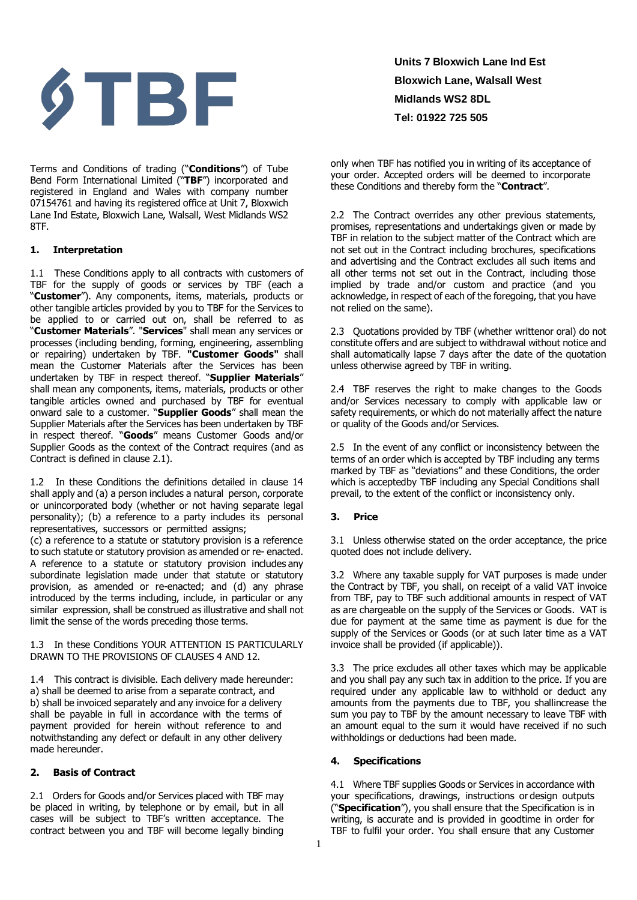TBF

**Units 7 Bloxwich Lane Ind Est**
**Bloxwich Lane, Walsall West**
**Midlands WS2 8DL**
**Tel: 01922 725 505**

Terms and Conditions of trading ("**Conditions**") of Tube Bend Form International Limited ("**TBF**") incorporated and registered in England and Wales with company number 07154761 and having its registered office at Unit 7, Bloxwich Lane Ind Estate, Bloxwich Lane, Walsall, West Midlands WS2 8TF.

## 1. Interpretation

1.1 These Conditions apply to all contracts with customers of TBF for the supply of goods or services by TBF (each a "**Customer**"). Any components, items, materials, products or other tangible articles provided by you to TBF for the Services to be applied to or carried out on, shall be referred to as "**Customer Materials**". "**Services**" shall mean any services or processes (including bending, forming, engineering, assembling or repairing) undertaken by TBF. **"Customer Goods"** shall mean the Customer Materials after the Services has been undertaken by TBF in respect thereof. "**Supplier Materials**" shall mean any components, items, materials, products or other tangible articles owned and purchased by TBF for eventual onward sale to a customer. "**Supplier Goods**" shall mean the Supplier Materials after the Services has been undertaken by TBF in respect thereof. "**Goods**" means Customer Goods and/or Supplier Goods as the context of the Contract requires (and as Contract is defined in clause 2.1).

1.2 In these Conditions the definitions detailed in clause 14 shall apply and (a) a person includes a natural person, corporate or unincorporated body (whether or not having separate legal personality); (b) a reference to a party includes its personal representatives, successors or permitted assigns;
(c) a reference to a statute or statutory provision is a reference to such statute or statutory provision as amended or re- enacted. A reference to a statute or statutory provision includes any subordinate legislation made under that statute or statutory provision, as amended or re-enacted; and (d) any phrase introduced by the terms including, include, in particular or any similar expression, shall be construed as illustrative and shall not limit the sense of the words preceding those terms.

1.3 In these Conditions YOUR ATTENTION IS PARTICULARLY DRAWN TO THE PROVISIONS OF CLAUSES 4 AND 12.

1.4 This contract is divisible. Each delivery made hereunder:
a) shall be deemed to arise from a separate contract, and
b) shall be invoiced separately and any invoice for a delivery shall be payable in full in accordance with the terms of payment provided for herein without reference to and notwithstanding any defect or default in any other delivery made hereunder.

## 2. Basis of Contract

2.1 Orders for Goods and/or Services placed with TBF may be placed in writing, by telephone or by email, but in all cases will be subject to TBF's written acceptance. The contract between you and TBF will become legally binding only when TBF has notified you in writing of its acceptance of your order. Accepted orders will be deemed to incorporate these Conditions and thereby form the "**Contract**".

2.2 The Contract overrides any other previous statements, promises, representations and undertakings given or made by TBF in relation to the subject matter of the Contract which are not set out in the Contract including brochures, specifications and advertising and the Contract excludes all such items and all other terms not set out in the Contract, including those implied by trade and/or custom and practice (and you acknowledge, in respect of each of the foregoing, that you have not relied on the same).

2.3 Quotations provided by TBF (whether writtenor oral) do not constitute offers and are subject to withdrawal without notice and shall automatically lapse 7 days after the date of the quotation unless otherwise agreed by TBF in writing.

2.4 TBF reserves the right to make changes to the Goods and/or Services necessary to comply with applicable law or safety requirements, or which do not materially affect the nature or quality of the Goods and/or Services.

2.5 In the event of any conflict or inconsistency between the terms of an order which is accepted by TBF including any terms marked by TBF as "deviations" and these Conditions, the order which is acceptedby TBF including any Special Conditions shall prevail, to the extent of the conflict or inconsistency only.

## 3. Price

3.1 Unless otherwise stated on the order acceptance, the price quoted does not include delivery.

3.2 Where any taxable supply for VAT purposes is made under the Contract by TBF, you shall, on receipt of a valid VAT invoice from TBF, pay to TBF such additional amounts in respect of VAT as are chargeable on the supply of the Services or Goods. VAT is due for payment at the same time as payment is due for the supply of the Services or Goods (or at such later time as a VAT invoice shall be provided (if applicable)).

3.3 The price excludes all other taxes which may be applicable and you shall pay any such tax in addition to the price. If you are required under any applicable law to withhold or deduct any amounts from the payments due to TBF, you shallincrease the sum you pay to TBF by the amount necessary to leave TBF with an amount equal to the sum it would have received if no such withholdings or deductions had been made.

## 4. Specifications

4.1 Where TBF supplies Goods or Services in accordance with your specifications, drawings, instructions or design outputs ("**Specification**"), you shall ensure that the Specification is in writing, is accurate and is provided in goodtime in order for TBF to fulfil your order. You shall ensure that any Customer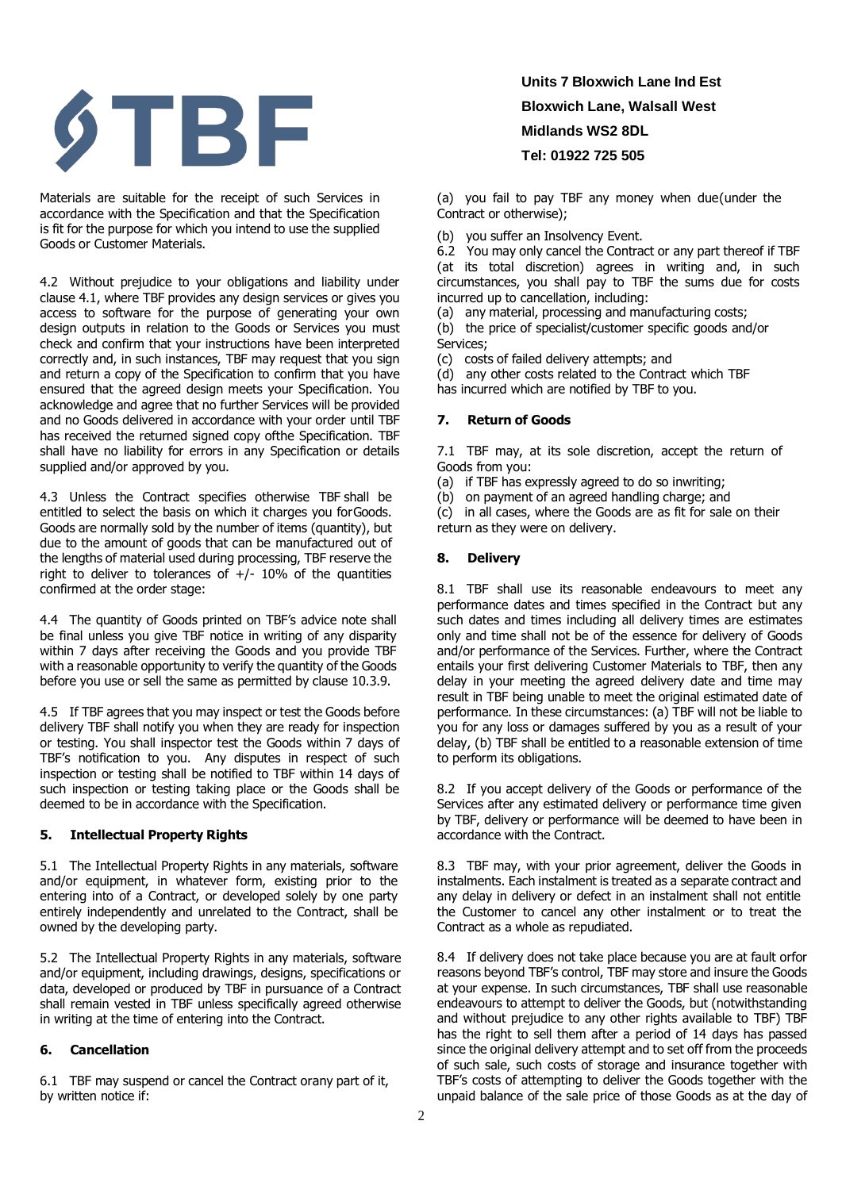Materials are suitable for the receipt of such Services in accordance with the Specification and that the Specification is fit for the purpose for which you intend to use the supplied Goods or Customer Materials.

4.2 Without prejudice to your obligations and liability under clause 4.1, where TBF provides any design services or gives you access to software for the purpose of generating your own design outputs in relation to the Goods or Services you must check and confirm that your instructions have been interpreted correctly and, in such instances, TBF may request that you sign and return a copy of the Specification to confirm that you have ensured that the agreed design meets your Specification. You acknowledge and agree that no further Services will be provided and no Goods delivered in accordance with your order until TBF has received the returned signed copy ofthe Specification. TBF shall have no liability for errors in any Specification or details supplied and/or approved by you.

4.3 Unless the Contract specifies otherwise TBF shall be entitled to select the basis on which it charges you forGoods. Goods are normally sold by the number of items (quantity), but due to the amount of goods that can be manufactured out of the lengths of material used during processing, TBF reserve the right to deliver to tolerances of +/- 10% of the quantities confirmed at the order stage:

4.4 The quantity of Goods printed on TBF's advice note shall be final unless you give TBF notice in writing of any disparity within 7 days after receiving the Goods and you provide TBF with a reasonable opportunity to verify the quantity of the Goods before you use or sell the same as permitted by clause 10.3.9.

4.5 If TBF agrees that you may inspect or test the Goods before delivery TBF shall notify you when they are ready for inspection or testing. You shall inspector test the Goods within 7 days of TBF's notification to you. Any disputes in respect of such inspection or testing shall be notified to TBF within 14 days of such inspection or testing taking place or the Goods shall be deemed to be in accordance with the Specification.

## 5. Intellectual Property Rights

5.1 The Intellectual Property Rights in any materials, software and/or equipment, in whatever form, existing prior to the entering into of a Contract, or developed solely by one party entirely independently and unrelated to the Contract, shall be owned by the developing party.

5.2 The Intellectual Property Rights in any materials, software and/or equipment, including drawings, designs, specifications or data, developed or produced by TBF in pursuance of a Contract shall remain vested in TBF unless specifically agreed otherwise in writing at the time of entering into the Contract.

## 6. Cancellation

6.1 TBF may suspend or cancel the Contract orany part of it, by written notice if:

(a) you fail to pay TBF any money when due(under the Contract or otherwise);

(b) you suffer an Insolvency Event.

6.2 You may only cancel the Contract or any part thereof if TBF (at its total discretion) agrees in writing and, in such circumstances, you shall pay to TBF the sums due for costs incurred up to cancellation, including:

(a) any material, processing and manufacturing costs;

(b) the price of specialist/customer specific goods and/or Services;

(c) costs of failed delivery attempts; and

(d) any other costs related to the Contract which TBF has incurred which are notified by TBF to you.

## 7. Return of Goods

7.1 TBF may, at its sole discretion, accept the return of Goods from you:

(a) if TBF has expressly agreed to do so inwriting;

(b) on payment of an agreed handling charge; and

(c) in all cases, where the Goods are as fit for sale on their return as they were on delivery.

## 8. Delivery

8.1 TBF shall use its reasonable endeavours to meet any performance dates and times specified in the Contract but any such dates and times including all delivery times are estimates only and time shall not be of the essence for delivery of Goods and/or performance of the Services. Further, where the Contract entails your first delivering Customer Materials to TBF, then any delay in your meeting the agreed delivery date and time may result in TBF being unable to meet the original estimated date of performance. In these circumstances: (a) TBF will not be liable to you for any loss or damages suffered by you as a result of your delay, (b) TBF shall be entitled to a reasonable extension of time to perform its obligations.

8.2 If you accept delivery of the Goods or performance of the Services after any estimated delivery or performance time given by TBF, delivery or performance will be deemed to have been in accordance with the Contract.

8.3 TBF may, with your prior agreement, deliver the Goods in instalments. Each instalment is treated as a separate contract and any delay in delivery or defect in an instalment shall not entitle the Customer to cancel any other instalment or to treat the Contract as a whole as repudiated.

8.4 If delivery does not take place because you are at fault orfor reasons beyond TBF's control, TBF may store and insure the Goods at your expense. In such circumstances, TBF shall use reasonable endeavours to attempt to deliver the Goods, but (notwithstanding and without prejudice to any other rights available to TBF) TBF has the right to sell them after a period of 14 days has passed since the original delivery attempt and to set off from the proceeds of such sale, such costs of storage and insurance together with TBF's costs of attempting to deliver the Goods together with the unpaid balance of the sale price of those Goods as at the day of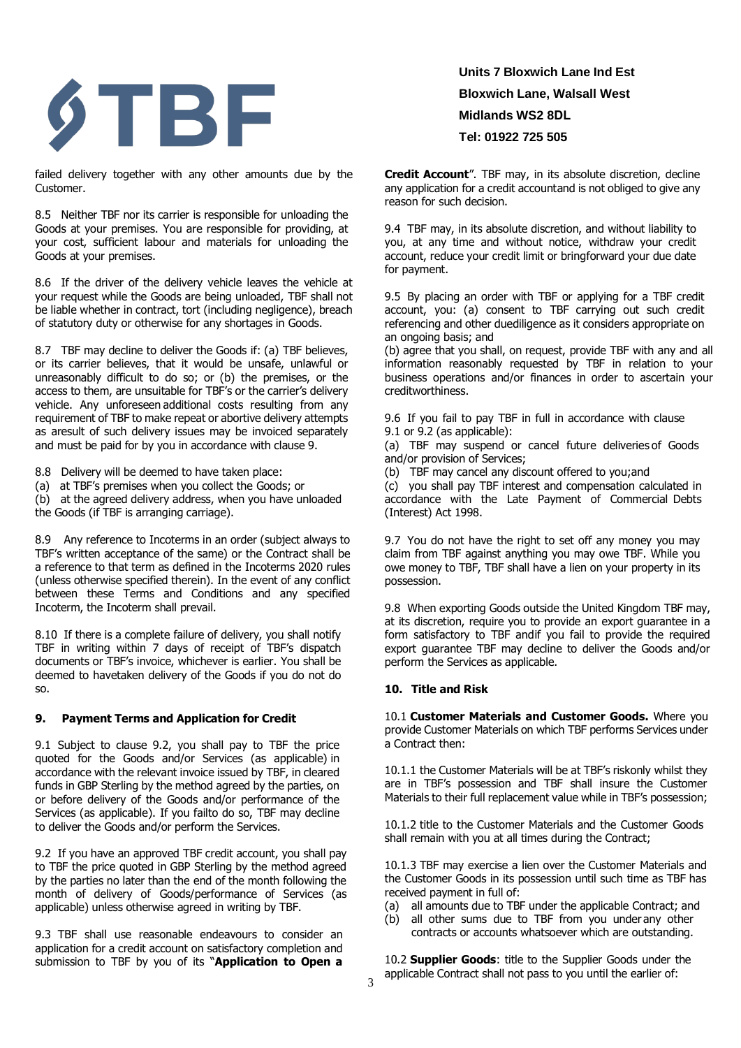failed delivery together with any other amounts due by the Customer.

8.5 Neither TBF nor its carrier is responsible for unloading the Goods at your premises. You are responsible for providing, at your cost, sufficient labour and materials for unloading the Goods at your premises.

8.6 If the driver of the delivery vehicle leaves the vehicle at your request while the Goods are being unloaded, TBF shall not be liable whether in contract, tort (including negligence), breach of statutory duty or otherwise for any shortages in Goods.

8.7 TBF may decline to deliver the Goods if: (a) TBF believes, or its carrier believes, that it would be unsafe, unlawful or unreasonably difficult to do so; or (b) the premises, or the access to them, are unsuitable for TBF's or the carrier's delivery vehicle. Any unforeseen additional costs resulting from any requirement of TBF to make repeat or abortive delivery attempts as aresult of such delivery issues may be invoiced separately and must be paid for by you in accordance with clause 9.

8.8 Delivery will be deemed to have taken place:
(a) at TBF's premises when you collect the Goods; or
(b) at the agreed delivery address, when you have unloaded the Goods (if TBF is arranging carriage).

8.9 Any reference to Incoterms in an order (subject always to TBF's written acceptance of the same) or the Contract shall be a reference to that term as defined in the Incoterms 2020 rules (unless otherwise specified therein). In the event of any conflict between these Terms and Conditions and any specified Incoterm, the Incoterm shall prevail.

8.10 If there is a complete failure of delivery, you shall notify TBF in writing within 7 days of receipt of TBF's dispatch documents or TBF's invoice, whichever is earlier. You shall be deemed to havetaken delivery of the Goods if you do not do so.

## 9. Payment Terms and Application for Credit

9.1 Subject to clause 9.2, you shall pay to TBF the price quoted for the Goods and/or Services (as applicable) in accordance with the relevant invoice issued by TBF, in cleared funds in GBP Sterling by the method agreed by the parties, on or before delivery of the Goods and/or performance of the Services (as applicable). If you failto do so, TBF may decline to deliver the Goods and/or perform the Services.

9.2 If you have an approved TBF credit account, you shall pay to TBF the price quoted in GBP Sterling by the method agreed by the parties no later than the end of the month following the month of delivery of Goods/performance of Services (as applicable) unless otherwise agreed in writing by TBF.

9.3 TBF shall use reasonable endeavours to consider an application for a credit account on satisfactory completion and submission to TBF by you of its "**Application to Open a Credit Account**". TBF may, in its absolute discretion, decline any application for a credit accountand is not obliged to give any reason for such decision.

9.4 TBF may, in its absolute discretion, and without liability to you, at any time and without notice, withdraw your credit account, reduce your credit limit or bringforward your due date for payment.

9.5 By placing an order with TBF or applying for a TBF credit account, you: (a) consent to TBF carrying out such credit referencing and other duediligence as it considers appropriate on an ongoing basis; and
(b) agree that you shall, on request, provide TBF with any and all information reasonably requested by TBF in relation to your business operations and/or finances in order to ascertain your creditworthiness.

9.6 If you fail to pay TBF in full in accordance with clause 9.1 or 9.2 (as applicable):
(a) TBF may suspend or cancel future deliveries of Goods and/or provision of Services;
(b) TBF may cancel any discount offered to you;and
(c) you shall pay TBF interest and compensation calculated in accordance with the Late Payment of Commercial Debts (Interest) Act 1998.

9.7 You do not have the right to set off any money you may claim from TBF against anything you may owe TBF. While you owe money to TBF, TBF shall have a lien on your property in its possession.

9.8 When exporting Goods outside the United Kingdom TBF may, at its discretion, require you to provide an export guarantee in a form satisfactory to TBF andif you fail to provide the required export guarantee TBF may decline to deliver the Goods and/or perform the Services as applicable.

## 10. Title and Risk

10.1 **Customer Materials and Customer Goods.** Where you provide Customer Materials on which TBF performs Services under a Contract then:

10.1.1 the Customer Materials will be at TBF's riskonly whilst they are in TBF's possession and TBF shall insure the Customer Materials to their full replacement value while in TBF's possession;

10.1.2 title to the Customer Materials and the Customer Goods shall remain with you at all times during the Contract;

10.1.3 TBF may exercise a lien over the Customer Materials and the Customer Goods in its possession until such time as TBF has received payment in full of:
(a) all amounts due to TBF under the applicable Contract; and
(b) all other sums due to TBF from you under any other contracts or accounts whatsoever which are outstanding.

10.2 **Supplier Goods**: title to the Supplier Goods under the applicable Contract shall not pass to you until the earlier of: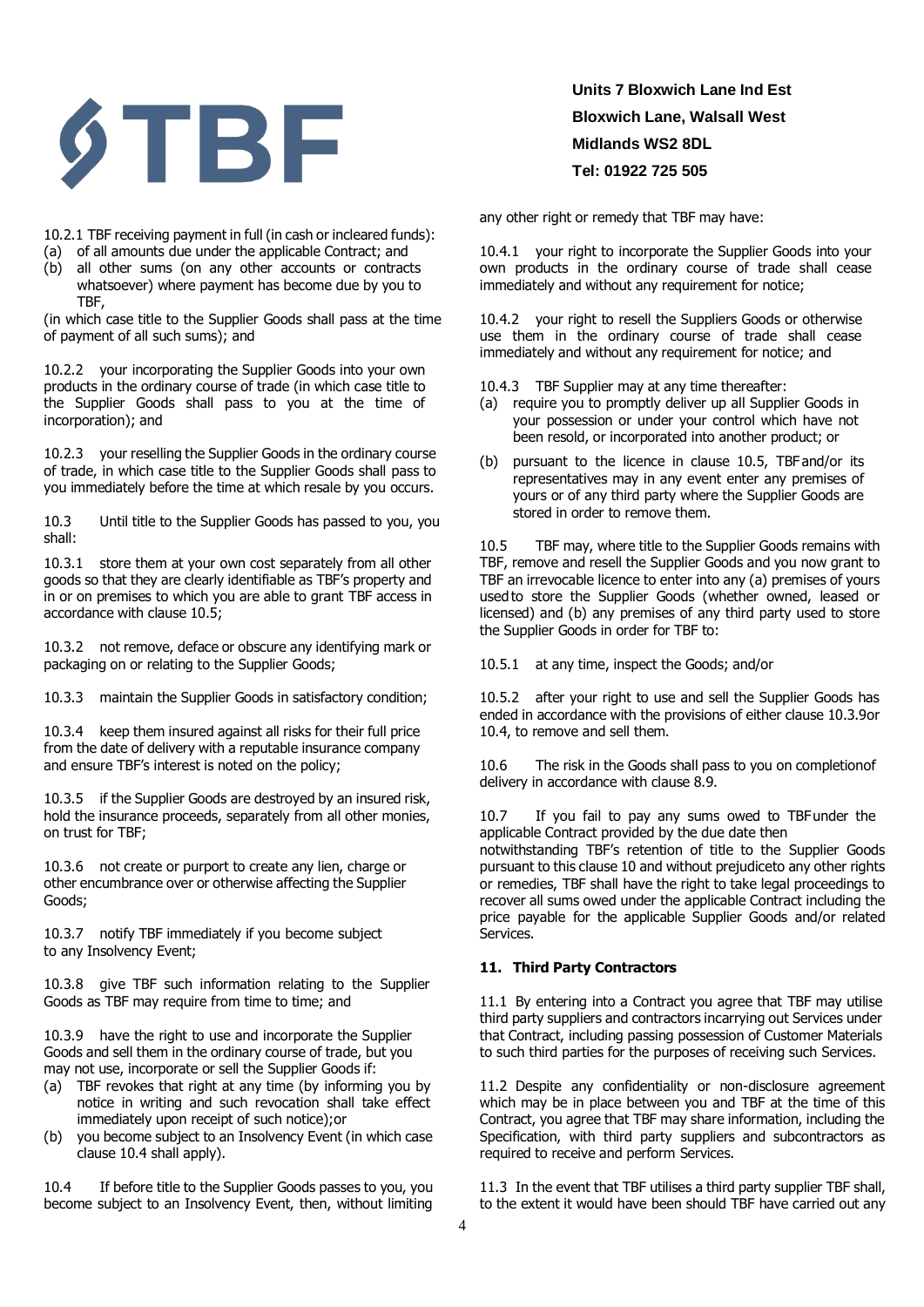10.2.1 TBF receiving payment in full (in cash or incleared funds):

(a) of all amounts due under the applicable Contract; and
(b) all other sums (on any other accounts or contracts whatsoever) where payment has become due by you to TBF,

(in which case title to the Supplier Goods shall pass at the time of payment of all such sums); and

10.2.2 your incorporating the Supplier Goods into your own products in the ordinary course of trade (in which case title to the Supplier Goods shall pass to you at the time of incorporation); and

10.2.3 your reselling the Supplier Goods in the ordinary course of trade, in which case title to the Supplier Goods shall pass to you immediately before the time at which resale by you occurs.

10.3 Until title to the Supplier Goods has passed to you, you shall:

10.3.1 store them at your own cost separately from all other goods so that they are clearly identifiable as TBF's property and in or on premises to which you are able to grant TBF access in accordance with clause 10.5;

10.3.2 not remove, deface or obscure any identifying mark or packaging on or relating to the Supplier Goods;

10.3.3 maintain the Supplier Goods in satisfactory condition;

10.3.4 keep them insured against all risks for their full price from the date of delivery with a reputable insurance company and ensure TBF's interest is noted on the policy;

10.3.5 if the Supplier Goods are destroyed by an insured risk, hold the insurance proceeds, separately from all other monies, on trust for TBF;

10.3.6 not create or purport to create any lien, charge or other encumbrance over or otherwise affecting the Supplier Goods;

10.3.7 notify TBF immediately if you become subject to any Insolvency Event;

10.3.8 give TBF such information relating to the Supplier Goods as TBF may require from time to time; and

10.3.9 have the right to use and incorporate the Supplier Goods and sell them in the ordinary course of trade, but you may not use, incorporate or sell the Supplier Goods if:

(a) TBF revokes that right at any time (by informing you by notice in writing and such revocation shall take effect immediately upon receipt of such notice);or
(b) you become subject to an Insolvency Event (in which case clause 10.4 shall apply).

10.4 If before title to the Supplier Goods passes to you, you become subject to an Insolvency Event, then, without limiting any other right or remedy that TBF may have:

10.4.1 your right to incorporate the Supplier Goods into your own products in the ordinary course of trade shall cease immediately and without any requirement for notice;

10.4.2 your right to resell the Suppliers Goods or otherwise use them in the ordinary course of trade shall cease immediately and without any requirement for notice; and

10.4.3 TBF Supplier may at any time thereafter:

(a) require you to promptly deliver up all Supplier Goods in your possession or under your control which have not been resold, or incorporated into another product; or
(b) pursuant to the licence in clause 10.5, TBF and/or its representatives may in any event enter any premises of yours or of any third party where the Supplier Goods are stored in order to remove them.

10.5 TBF may, where title to the Supplier Goods remains with TBF, remove and resell the Supplier Goods and you now grant to TBF an irrevocable licence to enter into any (a) premises of yours used to store the Supplier Goods (whether owned, leased or licensed) and (b) any premises of any third party used to store the Supplier Goods in order for TBF to:

10.5.1 at any time, inspect the Goods; and/or

10.5.2 after your right to use and sell the Supplier Goods has ended in accordance with the provisions of either clause 10.3.9or 10.4, to remove and sell them.

10.6 The risk in the Goods shall pass to you on completionof delivery in accordance with clause 8.9.

10.7 If you fail to pay any sums owed to TBF under the applicable Contract provided by the due date then notwithstanding TBF's retention of title to the Supplier Goods pursuant to this clause 10 and without prejudiceto any other rights or remedies, TBF shall have the right to take legal proceedings to recover all sums owed under the applicable Contract including the price payable for the applicable Supplier Goods and/or related Services.

## 11. Third Party Contractors

11.1 By entering into a Contract you agree that TBF may utilise third party suppliers and contractors incarrying out Services under that Contract, including passing possession of Customer Materials to such third parties for the purposes of receiving such Services.

11.2 Despite any confidentiality or non-disclosure agreement which may be in place between you and TBF at the time of this Contract, you agree that TBF may share information, including the Specification, with third party suppliers and subcontractors as required to receive and perform Services.

11.3 In the event that TBF utilises a third party supplier TBF shall, to the extent it would have been should TBF have carried out any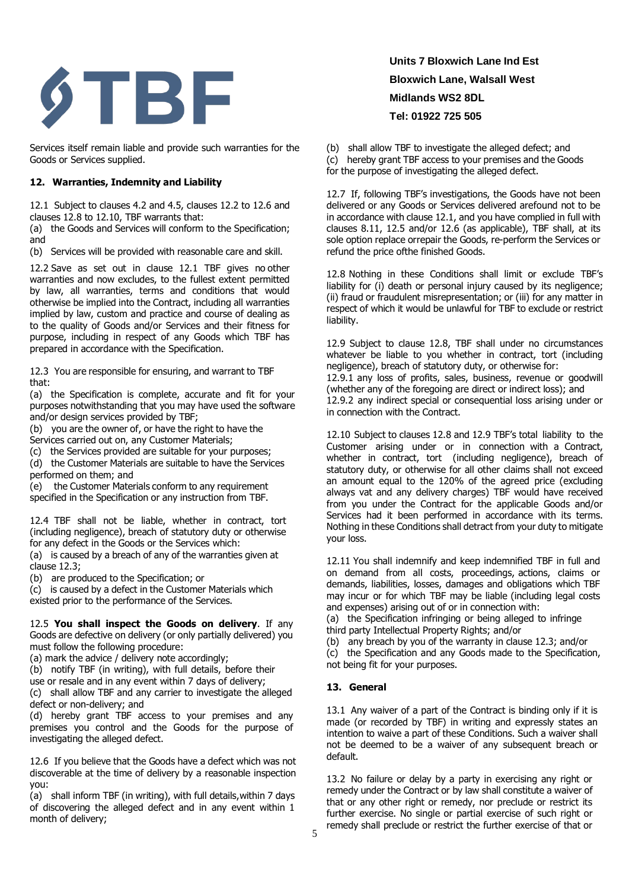Services itself remain liable and provide such warranties for the Goods or Services supplied.

### 12. Warranties, Indemnity and Liability

12.1 Subject to clauses 4.2 and 4.5, clauses 12.2 to 12.6 and clauses 12.8 to 12.10, TBF warrants that:
(a) the Goods and Services will conform to the Specification; and
(b) Services will be provided with reasonable care and skill.

12.2 Save as set out in clause 12.1 TBF gives no other warranties and now excludes, to the fullest extent permitted by law, all warranties, terms and conditions that would otherwise be implied into the Contract, including all warranties implied by law, custom and practice and course of dealing as to the quality of Goods and/or Services and their fitness for purpose, including in respect of any Goods which TBF has prepared in accordance with the Specification.

12.3 You are responsible for ensuring, and warrant to TBF that:
(a) the Specification is complete, accurate and fit for your purposes notwithstanding that you may have used the software and/or design services provided by TBF;
(b) you are the owner of, or have the right to have the Services carried out on, any Customer Materials;
(c) the Services provided are suitable for your purposes;
(d) the Customer Materials are suitable to have the Services performed on them; and
(e) the Customer Materials conform to any requirement specified in the Specification or any instruction from TBF.

12.4 TBF shall not be liable, whether in contract, tort (including negligence), breach of statutory duty or otherwise for any defect in the Goods or the Services which:
(a) is caused by a breach of any of the warranties given at clause 12.3;
(b) are produced to the Specification; or
(c) is caused by a defect in the Customer Materials which existed prior to the performance of the Services.

12.5 **You shall inspect the Goods on delivery**. If any Goods are defective on delivery (or only partially delivered) you must follow the following procedure:
(a) mark the advice / delivery note accordingly;
(b) notify TBF (in writing), with full details, before their use or resale and in any event within 7 days of delivery;
(c) shall allow TBF and any carrier to investigate the alleged defect or non-delivery; and
(d) hereby grant TBF access to your premises and any premises you control and the Goods for the purpose of investigating the alleged defect.

12.6 If you believe that the Goods have a defect which was not discoverable at the time of delivery by a reasonable inspection you:
(a) shall inform TBF (in writing), with full details,within 7 days of discovering the alleged defect and in any event within 1 month of delivery;
(b) shall allow TBF to investigate the alleged defect; and
(c) hereby grant TBF access to your premises and the Goods for the purpose of investigating the alleged defect.

12.7 If, following TBF's investigations, the Goods have not been delivered or any Goods or Services delivered arefound not to be in accordance with clause 12.1, and you have complied in full with clauses 8.11, 12.5 and/or 12.6 (as applicable), TBF shall, at its sole option replace orrepair the Goods, re-perform the Services or refund the price ofthe finished Goods.

12.8 Nothing in these Conditions shall limit or exclude TBF's liability for (i) death or personal injury caused by its negligence; (ii) fraud or fraudulent misrepresentation; or (iii) for any matter in respect of which it would be unlawful for TBF to exclude or restrict liability.

12.9 Subject to clause 12.8, TBF shall under no circumstances whatever be liable to you whether in contract, tort (including negligence), breach of statutory duty, or otherwise for:
12.9.1 any loss of profits, sales, business, revenue or goodwill (whether any of the foregoing are direct or indirect loss); and
12.9.2 any indirect special or consequential loss arising under or in connection with the Contract.

12.10 Subject to clauses 12.8 and 12.9 TBF's total liability to the Customer arising under or in connection with a Contract, whether in contract, tort (including negligence), breach of statutory duty, or otherwise for all other claims shall not exceed an amount equal to the 120% of the agreed price (excluding always vat and any delivery charges) TBF would have received from you under the Contract for the applicable Goods and/or Services had it been performed in accordance with its terms. Nothing in these Conditions shall detract from your duty to mitigate your loss.

12.11 You shall indemnify and keep indemnified TBF in full and on demand from all costs, proceedings, actions, claims or demands, liabilities, losses, damages and obligations which TBF may incur or for which TBF may be liable (including legal costs and expenses) arising out of or in connection with:
(a) the Specification infringing or being alleged to infringe third party Intellectual Property Rights; and/or
(b) any breach by you of the warranty in clause 12.3; and/or
(c) the Specification and any Goods made to the Specification, not being fit for your purposes.

### 13. General

13.1 Any waiver of a part of the Contract is binding only if it is made (or recorded by TBF) in writing and expressly states an intention to waive a part of these Conditions. Such a waiver shall not be deemed to be a waiver of any subsequent breach or default.

13.2 No failure or delay by a party in exercising any right or remedy under the Contract or by law shall constitute a waiver of that or any other right or remedy, nor preclude or restrict its further exercise. No single or partial exercise of such right or remedy shall preclude or restrict the further exercise of that or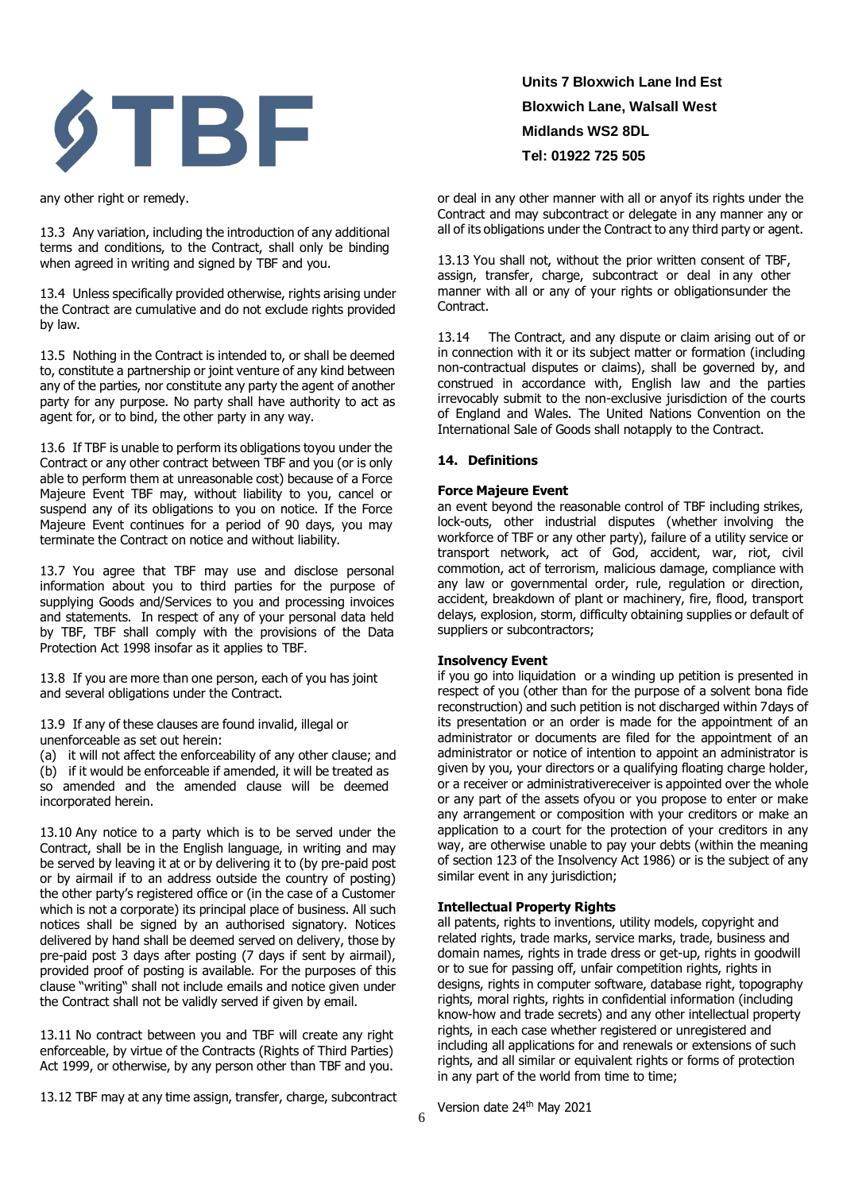any other right or remedy.

13.3 Any variation, including the introduction of any additional terms and conditions, to the Contract, shall only be binding when agreed in writing and signed by TBF and you.

13.4 Unless specifically provided otherwise, rights arising under the Contract are cumulative and do not exclude rights provided by law.

13.5 Nothing in the Contract is intended to, or shall be deemed to, constitute a partnership or joint venture of any kind between any of the parties, nor constitute any party the agent of another party for any purpose. No party shall have authority to act as agent for, or to bind, the other party in any way.

13.6 If TBF is unable to perform its obligations toyou under the Contract or any other contract between TBF and you (or is only able to perform them at unreasonable cost) because of a Force Majeure Event TBF may, without liability to you, cancel or suspend any of its obligations to you on notice. If the Force Majeure Event continues for a period of 90 days, you may terminate the Contract on notice and without liability.

13.7 You agree that TBF may use and disclose personal information about you to third parties for the purpose of supplying Goods and/Services to you and processing invoices and statements. In respect of any of your personal data held by TBF, TBF shall comply with the provisions of the Data Protection Act 1998 insofar as it applies to TBF.

13.8 If you are more than one person, each of you has joint and several obligations under the Contract.

13.9 If any of these clauses are found invalid, illegal or unenforceable as set out herein:
(a) it will not affect the enforceability of any other clause; and
(b) if it would be enforceable if amended, it will be treated as so amended and the amended clause will be deemed incorporated herein.

13.10 Any notice to a party which is to be served under the Contract, shall be in the English language, in writing and may be served by leaving it at or by delivering it to (by pre-paid post or by airmail if to an address outside the country of posting) the other party's registered office or (in the case of a Customer which is not a corporate) its principal place of business. All such notices shall be signed by an authorised signatory. Notices delivered by hand shall be deemed served on delivery, those by pre-paid post 3 days after posting (7 days if sent by airmail), provided proof of posting is available. For the purposes of this clause "writing" shall not include emails and notice given under the Contract shall not be validly served if given by email.

13.11 No contract between you and TBF will create any right enforceable, by virtue of the Contracts (Rights of Third Parties) Act 1999, or otherwise, by any person other than TBF and you.

13.12 TBF may at any time assign, transfer, charge, subcontract or deal in any other manner with all or anyof its rights under the Contract and may subcontract or delegate in any manner any or all of its obligations under the Contract to any third party or agent.

13.13 You shall not, without the prior written consent of TBF, assign, transfer, charge, subcontract or deal in any other manner with all or any of your rights or obligationsunder the Contract.

13.14 The Contract, and any dispute or claim arising out of or in connection with it or its subject matter or formation (including non-contractual disputes or claims), shall be governed by, and construed in accordance with, English law and the parties irrevocably submit to the non-exclusive jurisdiction of the courts of England and Wales. The United Nations Convention on the International Sale of Goods shall notapply to the Contract.

## 14. Definitions

**Force Majeure Event**
an event beyond the reasonable control of TBF including strikes, lock-outs, other industrial disputes (whether involving the workforce of TBF or any other party), failure of a utility service or transport network, act of God, accident, war, riot, civil commotion, act of terrorism, malicious damage, compliance with any law or governmental order, rule, regulation or direction, accident, breakdown of plant or machinery, fire, flood, transport delays, explosion, storm, difficulty obtaining supplies or default of suppliers or subcontractors;

**Insolvency Event**
if you go into liquidation or a winding up petition is presented in respect of you (other than for the purpose of a solvent bona fide reconstruction) and such petition is not discharged within 7days of its presentation or an order is made for the appointment of an administrator or documents are filed for the appointment of an administrator or notice of intention to appoint an administrator is given by you, your directors or a qualifying floating charge holder, or a receiver or administrativereceiver is appointed over the whole or any part of the assets ofyou or you propose to enter or make any arrangement or composition with your creditors or make an application to a court for the protection of your creditors in any way, are otherwise unable to pay your debts (within the meaning of section 123 of the Insolvency Act 1986) or is the subject of any similar event in any jurisdiction;

**Intellectual Property Rights**
all patents, rights to inventions, utility models, copyright and related rights, trade marks, service marks, trade, business and domain names, rights in trade dress or get-up, rights in goodwill or to sue for passing off, unfair competition rights, rights in designs, rights in computer software, database right, topography rights, moral rights, rights in confidential information (including know-how and trade secrets) and any other intellectual property rights, in each case whether registered or unregistered and including all applications for and renewals or extensions of such rights, and all similar or equivalent rights or forms of protection in any part of the world from time to time;

Version date 24th May 2021